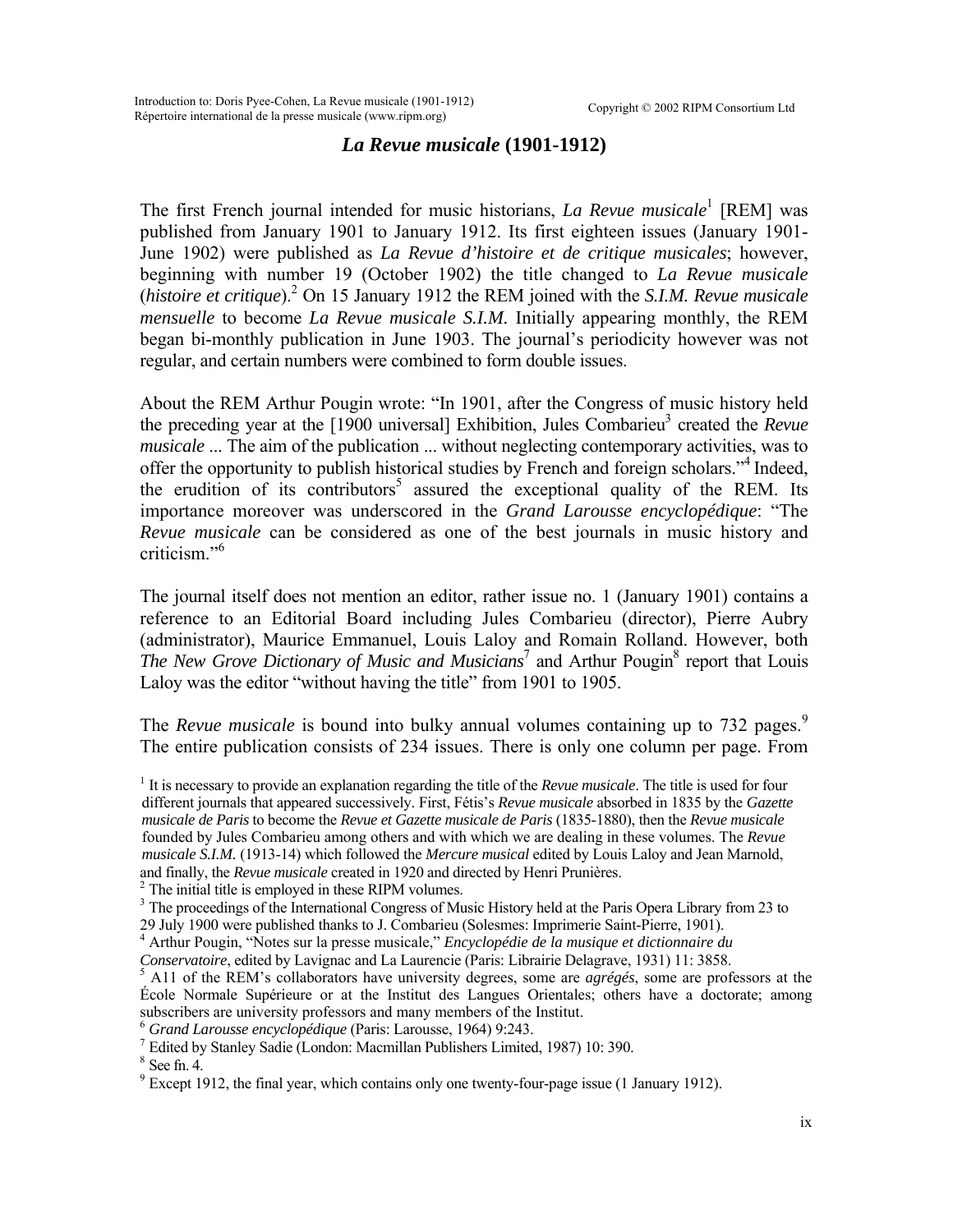# *La Revue musicale* (1901-1912)

The first French journal intended for music historians, *La Revue musicale*[1] [REM] was published from January 1901 to January 1912. Its first eighteen issues (January 1901-June 1902) were published as *La Revue d'histoire et de critique musicales*; however, beginning with number 19 (October 1902) the title changed to *La Revue musicale* (*histoire et critique*).[2] On 15 January 1912 the REM joined with the *S.I.M. Revue musicale mensuelle* to become *La Revue musicale S.I.M.* Initially appearing monthly, the REM began bi-monthly publication in June 1903. The journal's periodicity however was not regular, and certain numbers were combined to form double issues.

About the REM Arthur Pougin wrote: "In 1901, after the Congress of music history held the preceding year at the [1900 universal] Exhibition, Jules Combarieu[3] created the *Revue musicale* ... The aim of the publication ... without neglecting contemporary activities, was to offer the opportunity to publish historical studies by French and foreign scholars."[4] Indeed, the erudition of its contributors[5] assured the exceptional quality of the REM. Its importance moreover was underscored in the *Grand Larousse encyclopédique*: "The *Revue musicale* can be considered as one of the best journals in music history and criticism."[6]

The journal itself does not mention an editor, rather issue no. 1 (January 1901) contains a reference to an Editorial Board including Jules Combarieu (director), Pierre Aubry (administrator), Maurice Emmanuel, Louis Laloy and Romain Rolland. However, both *The New Grove Dictionary of Music and Musicians*[7] and Arthur Pougin[8] report that Louis Laloy was the editor "without having the title" from 1901 to 1905.

The *Revue musicale* is bound into bulky annual volumes containing up to 732 pages.[9] The entire publication consists of 234 issues. There is only one column per page. From

[1] It is necessary to provide an explanation regarding the title of the *Revue musicale*. The title is used for four different journals that appeared successively. First, Fétis's *Revue musicale* absorbed in 1835 by the *Gazette musicale de Paris* to become the *Revue et Gazette musicale de Paris* (1835-1880), then the *Revue musicale* founded by Jules Combarieu among others and with which we are dealing in these volumes. The *Revue musicale S.I.M.* (1913-14) which followed the *Mercure musical* edited by Louis Laloy and Jean Marnold, and finally, the *Revue musicale* created in 1920 and directed by Henri Prunières.

[2] The initial title is employed in these RIPM volumes.

[3] The proceedings of the International Congress of Music History held at the Paris Opera Library from 23 to 29 July 1900 were published thanks to J. Combarieu (Solesmes: Imprimerie Saint-Pierre, 1901).

[4] Arthur Pougin, "Notes sur la presse musicale," *Encyclopédie de la musique et dictionnaire du Conservatoire*, edited by Lavignac and La Laurencie (Paris: Librairie Delagrave, 1931) 11: 3858.

[5] A11 of the REM's collaborators have university degrees, some are *agrégés*, some are professors at the École Normale Supérieure or at the Institut des Langues Orientales; others have a doctorate; among subscribers are university professors and many members of the Institut.

[6] *Grand Larousse encyclopédique* (Paris: Larousse, 1964) 9:243.

[7] Edited by Stanley Sadie (London: Macmillan Publishers Limited, 1987) 10: 390.

[8] See fn. 4.

[9] Except 1912, the final year, which contains only one twenty-four-page issue (1 January 1912).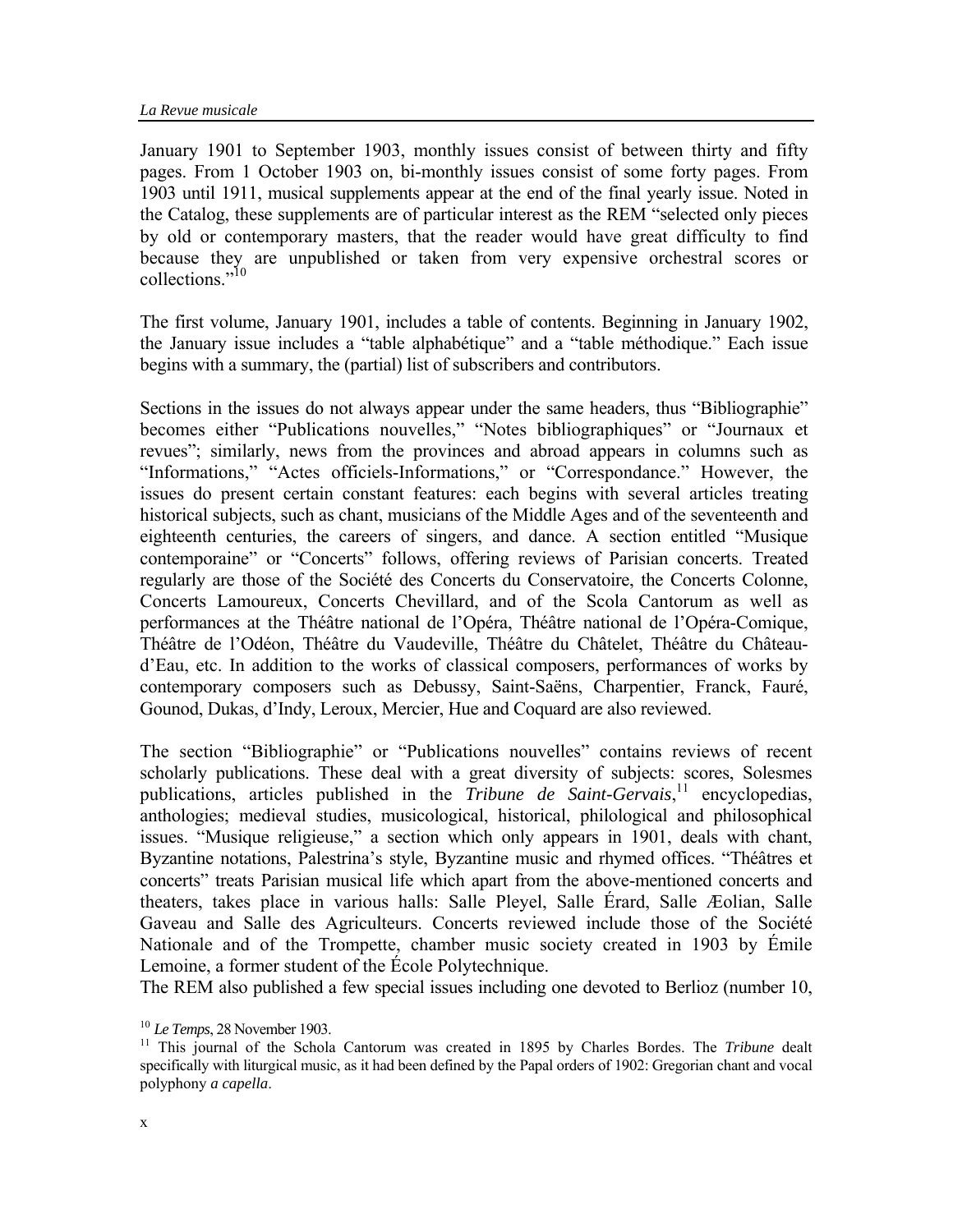January 1901 to September 1903, monthly issues consist of between thirty and fifty pages. From 1 October 1903 on, bi-monthly issues consist of some forty pages. From 1903 until 1911, musical supplements appear at the end of the final yearly issue. Noted in the Catalog, these supplements are of particular interest as the REM "selected only pieces by old or contemporary masters, that the reader would have great difficulty to find because they are unpublished or taken from very expensive orchestral scores or collections."[10]

The first volume, January 1901, includes a table of contents. Beginning in January 1902, the January issue includes a "table alphabétique" and a "table méthodique." Each issue begins with a summary, the (partial) list of subscribers and contributors.

Sections in the issues do not always appear under the same headers, thus "Bibliographie" becomes either "Publications nouvelles," "Notes bibliographiques" or "Journaux et revues"; similarly, news from the provinces and abroad appears in columns such as "Informations," "Actes officiels-Informations," or "Correspondance." However, the issues do present certain constant features: each begins with several articles treating historical subjects, such as chant, musicians of the Middle Ages and of the seventeenth and eighteenth centuries, the careers of singers, and dance. A section entitled "Musique contemporaine" or "Concerts" follows, offering reviews of Parisian concerts. Treated regularly are those of the Société des Concerts du Conservatoire, the Concerts Colonne, Concerts Lamoureux, Concerts Chevillard, and of the Scola Cantorum as well as performances at the Théâtre national de l'Opéra, Théâtre national de l'Opéra-Comique, Théâtre de l'Odéon, Théâtre du Vaudeville, Théâtre du Châtelet, Théâtre du Château-d'Eau, etc. In addition to the works of classical composers, performances of works by contemporary composers such as Debussy, Saint-Saëns, Charpentier, Franck, Fauré, Gounod, Dukas, d'Indy, Leroux, Mercier, Hue and Coquard are also reviewed.

The section "Bibliographie" or "Publications nouvelles" contains reviews of recent scholarly publications. These deal with a great diversity of subjects: scores, Solesmes publications, articles published in the *Tribune de Saint-Gervais*,[11] encyclopedias, anthologies; medieval studies, musicological, historical, philological and philosophical issues. "Musique religieuse," a section which only appears in 1901, deals with chant, Byzantine notations, Palestrina's style, Byzantine music and rhymed offices. "Théâtres et concerts" treats Parisian musical life which apart from the above-mentioned concerts and theaters, takes place in various halls: Salle Pleyel, Salle Érard, Salle Æolian, Salle Gaveau and Salle des Agriculteurs. Concerts reviewed include those of the Société Nationale and of the Trompette, chamber music society created in 1903 by Émile Lemoine, a former student of the École Polytechnique.
The REM also published a few special issues including one devoted to Berlioz (number 10,

[10] *Le Temps*, 28 November 1903.

[11] This journal of the Schola Cantorum was created in 1895 by Charles Bordes. The *Tribune* dealt specifically with liturgical music, as it had been defined by the Papal orders of 1902: Gregorian chant and vocal polyphony *a capella*.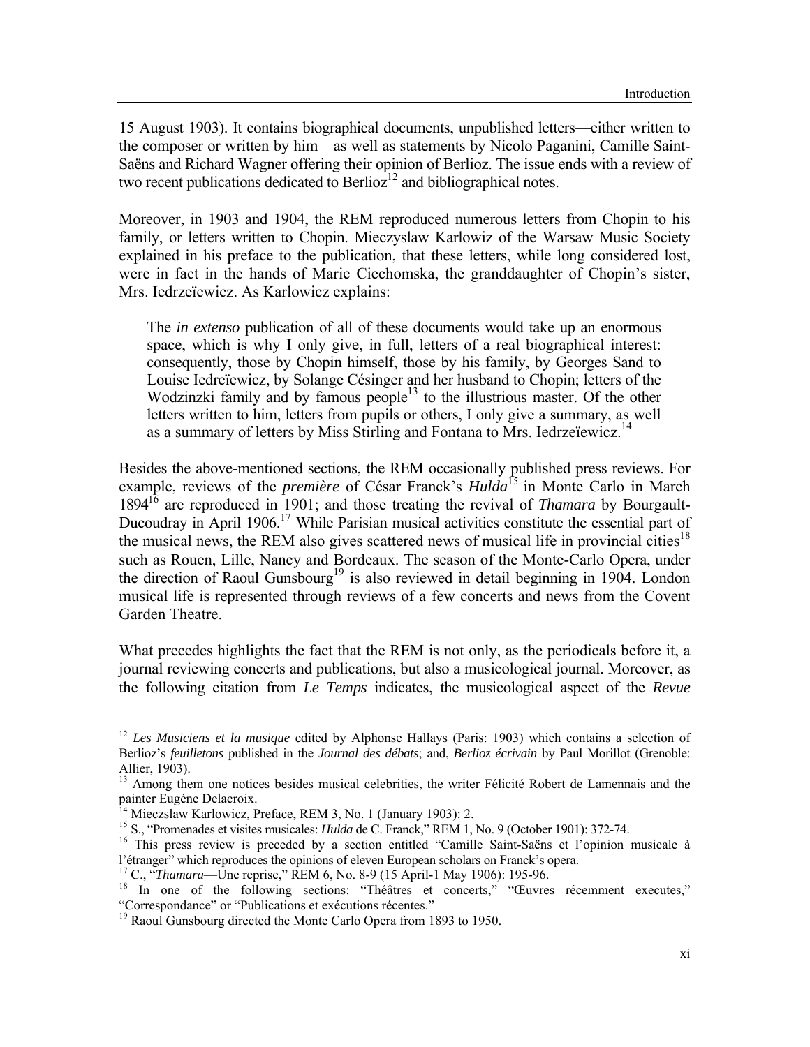15 August 1903). It contains biographical documents, unpublished letters—either written to the composer or written by him—as well as statements by Nicolo Paganini, Camille Saint-Saëns and Richard Wagner offering their opinion of Berlioz. The issue ends with a review of two recent publications dedicated to Berlioz[12] and bibliographical notes.

Moreover, in 1903 and 1904, the REM reproduced numerous letters from Chopin to his family, or letters written to Chopin. Mieczyslaw Karlowiz of the Warsaw Music Society explained in his preface to the publication, that these letters, while long considered lost, were in fact in the hands of Marie Ciechomska, the granddaughter of Chopin's sister, Mrs. Iedrzeïewicz. As Karlowicz explains:

> The *in extenso* publication of all of these documents would take up an enormous space, which is why I only give, in full, letters of a real biographical interest: consequently, those by Chopin himself, those by his family, by Georges Sand to Louise Iedreïewicz, by Solange Césinger and her husband to Chopin; letters of the Wodzinzki family and by famous people[13] to the illustrious master. Of the other letters written to him, letters from pupils or others, I only give a summary, as well as a summary of letters by Miss Stirling and Fontana to Mrs. Iedrzeïewicz.[14]

Besides the above-mentioned sections, the REM occasionally published press reviews. For example, reviews of the *première* of César Franck's *Hulda*[15] in Monte Carlo in March 1894[16] are reproduced in 1901; and those treating the revival of *Thamara* by Bourgault-Ducoudray in April 1906.[17] While Parisian musical activities constitute the essential part of the musical news, the REM also gives scattered news of musical life in provincial cities[18] such as Rouen, Lille, Nancy and Bordeaux. The season of the Monte-Carlo Opera, under the direction of Raoul Gunsbourg[19] is also reviewed in detail beginning in 1904. London musical life is represented through reviews of a few concerts and news from the Covent Garden Theatre.

What precedes highlights the fact that the REM is not only, as the periodicals before it, a journal reviewing concerts and publications, but also a musicological journal. Moreover, as the following citation from *Le Temps* indicates, the musicological aspect of the *Revue*

---

[12] *Les Musiciens et la musique* edited by Alphonse Hallays (Paris: 1903) which contains a selection of Berlioz's *feuilletons* published in the *Journal des débats*; and, *Berlioz écrivain* by Paul Morillot (Grenoble: Allier, 1903).

[13] Among them one notices besides musical celebrities, the writer Félicité Robert de Lamennais and the painter Eugène Delacroix.

[14] Mieczslaw Karlowicz, Preface, REM 3, No. 1 (January 1903): 2.

[15] S., "Promenades et visites musicales: *Hulda* de C. Franck," REM 1, No. 9 (October 1901): 372-74.

[16] This press review is preceded by a section entitled "Camille Saint-Saëns et l'opinion musicale à l'étranger" which reproduces the opinions of eleven European scholars on Franck's opera.

[17] C., "*Thamara*—Une reprise," REM 6, No. 8-9 (15 April-1 May 1906): 195-96.

[18] In one of the following sections: "Théâtres et concerts," "Œuvres récemment executes," "Correspondance" or "Publications et exécutions récentes."

[19] Raoul Gunsbourg directed the Monte Carlo Opera from 1893 to 1950.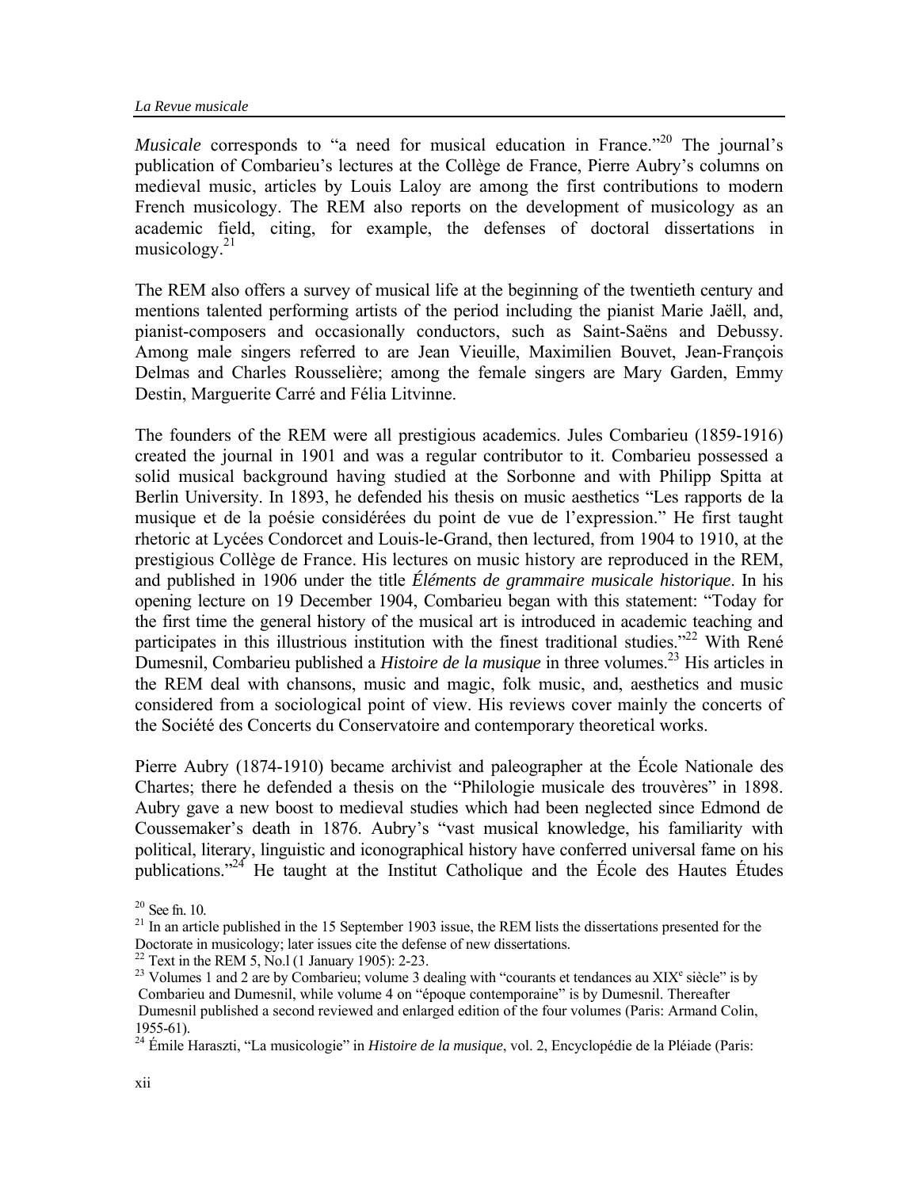*Musicale* corresponds to “a need for musical education in France.”[20] The journal’s publication of Combarieu’s lectures at the Collège de France, Pierre Aubry’s columns on medieval music, articles by Louis Laloy are among the first contributions to modern French musicology. The REM also reports on the development of musicology as an academic field, citing, for example, the defenses of doctoral dissertations in musicology.[21]

The REM also offers a survey of musical life at the beginning of the twentieth century and mentions talented performing artists of the period including the pianist Marie Jaëll, and, pianist-composers and occasionally conductors, such as Saint-Saëns and Debussy. Among male singers referred to are Jean Vieuille, Maximilien Bouvet, Jean-François Delmas and Charles Rousselière; among the female singers are Mary Garden, Emmy Destin, Marguerite Carré and Félia Litvinne.

The founders of the REM were all prestigious academics. Jules Combarieu (1859-1916) created the journal in 1901 and was a regular contributor to it. Combarieu possessed a solid musical background having studied at the Sorbonne and with Philipp Spitta at Berlin University. In 1893, he defended his thesis on music aesthetics “Les rapports de la musique et de la poésie considérées du point de vue de l’expression.” He first taught rhetoric at Lycées Condorcet and Louis-le-Grand, then lectured, from 1904 to 1910, at the prestigious Collège de France. His lectures on music history are reproduced in the REM, and published in 1906 under the title *Éléments de grammaire musicale historique*. In his opening lecture on 19 December 1904, Combarieu began with this statement: “Today for the first time the general history of the musical art is introduced in academic teaching and participates in this illustrious institution with the finest traditional studies.”[22] With René Dumesnil, Combarieu published a *Histoire de la musique* in three volumes.[23] His articles in the REM deal with chansons, music and magic, folk music, and, aesthetics and music considered from a sociological point of view. His reviews cover mainly the concerts of the Société des Concerts du Conservatoire and contemporary theoretical works.

Pierre Aubry (1874-1910) became archivist and paleographer at the École Nationale des Chartes; there he defended a thesis on the “Philologie musicale des trouvères” in 1898. Aubry gave a new boost to medieval studies which had been neglected since Edmond de Coussemaker’s death in 1876. Aubry’s “vast musical knowledge, his familiarity with political, literary, linguistic and iconographical history have conferred universal fame on his publications.”[24] He taught at the Institut Catholique and the École des Hautes Études

[20] See fn. 10.

[21] In an article published in the 15 September 1903 issue, the REM lists the dissertations presented for the Doctorate in musicology; later issues cite the defense of new dissertations.

[22] Text in the REM 5, No.1 (1 January 1905): 2-23.

[23] Volumes 1 and 2 are by Combarieu; volume 3 dealing with “courants et tendances au XIX$^{e}$ siècle” is by Combarieu and Dumesnil, while volume 4 on “époque contemporaine” is by Dumesnil. Thereafter Dumesnil published a second reviewed and enlarged edition of the four volumes (Paris: Armand Colin, 1955-61).

[24] Émile Haraszti, “La musicologie” in *Histoire de la musique*, vol. 2, Encyclopédie de la Pléiade (Paris: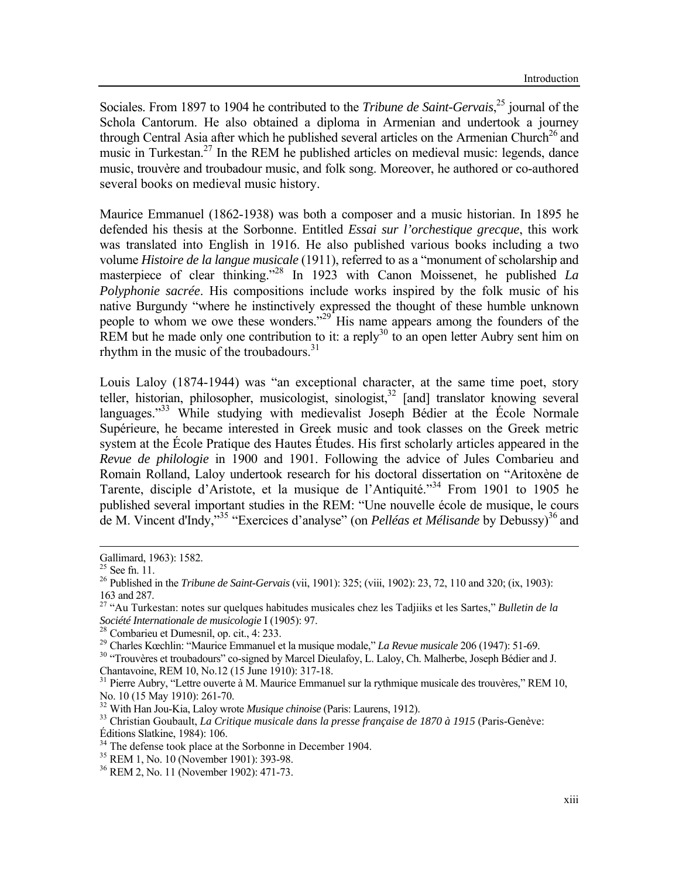Sociales. From 1897 to 1904 he contributed to the *Tribune de Saint-Gervais*,[25] journal of the Schola Cantorum. He also obtained a diploma in Armenian and undertook a journey through Central Asia after which he published several articles on the Armenian Church[26] and music in Turkestan.[27] In the REM he published articles on medieval music: legends, dance music, trouvère and troubadour music, and folk song. Moreover, he authored or co-authored several books on medieval music history.

Maurice Emmanuel (1862-1938) was both a composer and a music historian. In 1895 he defended his thesis at the Sorbonne. Entitled *Essai sur l'orchestique grecque*, this work was translated into English in 1916. He also published various books including a two volume *Histoire de la langue musicale* (1911), referred to as a "monument of scholarship and masterpiece of clear thinking."[28] In 1923 with Canon Moissenet, he published *La Polyphonie sacrée*. His compositions include works inspired by the folk music of his native Burgundy "where he instinctively expressed the thought of these humble unknown people to whom we owe these wonders."[29] His name appears among the founders of the REM but he made only one contribution to it: a reply[30] to an open letter Aubry sent him on rhythm in the music of the troubadours.[31]

Louis Laloy (1874-1944) was "an exceptional character, at the same time poet, story teller, historian, philosopher, musicologist, sinologist,[32] [and] translator knowing several languages."[33] While studying with medievalist Joseph Bédier at the École Normale Supérieure, he became interested in Greek music and took classes on the Greek metric system at the École Pratique des Hautes Études. His first scholarly articles appeared in the *Revue de philologie* in 1900 and 1901. Following the advice of Jules Combarieu and Romain Rolland, Laloy undertook research for his doctoral dissertation on "Aritoxène de Tarente, disciple d'Aristote, et la musique de l'Antiquité."[34] From 1901 to 1905 he published several important studies in the REM: "Une nouvelle école de musique, le cours de M. Vincent d'Indy,"[35] "Exercices d'analyse" (on *Pelléas et Mélisande* by Debussy)[36] and

---

Gallimard, 1963): 1582.

[25] See fn. 11.

[26] Published in the *Tribune de Saint-Gervais* (vii, 1901): 325; (viii, 1902): 23, 72, 110 and 320; (ix, 1903): 163 and 287.

[27] "Au Turkestan: notes sur quelques habitudes musicales chez les Tadjiiks et les Sartes," *Bulletin de la Société Internationale de musicologie* I (1905): 97.

[28] Combarieu et Dumesnil, op. cit., 4: 233.

[29] Charles Kœchlin: "Maurice Emmanuel et la musique modale," *La Revue musicale* 206 (1947): 51-69.

[30] "Trouvères et troubadours" co-signed by Marcel Dieulafoy, L. Laloy, Ch. Malherbe, Joseph Bédier and J. Chantavoine, REM 10, No.12 (15 June 1910): 317-18.

[31] Pierre Aubry, "Lettre ouverte à M. Maurice Emmanuel sur la rythmique musicale des trouvères," REM 10, No. 10 (15 May 1910): 261-70.

[32] With Han Jou-Kia, Laloy wrote *Musique chinoise* (Paris: Laurens, 1912).

[33] Christian Goubault, *La Critique musicale dans la presse française de 1870 à 1915* (Paris-Genève: Éditions Slatkine, 1984): 106.

[34] The defense took place at the Sorbonne in December 1904.

[35] REM 1, No. 10 (November 1901): 393-98.

[36] REM 2, No. 11 (November 1902): 471-73.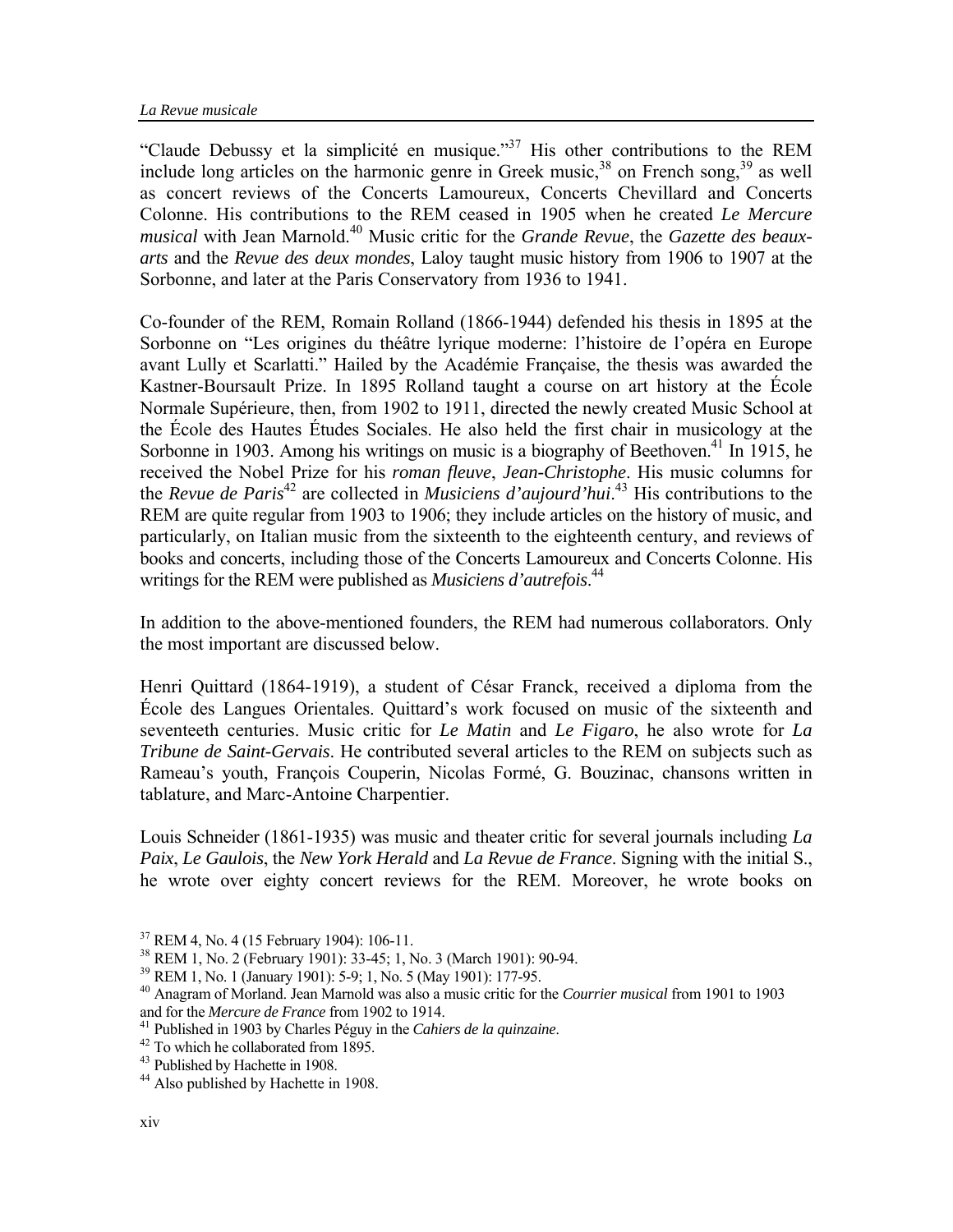"Claude Debussy et la simplicité en musique."[37] His other contributions to the REM include long articles on the harmonic genre in Greek music,[38] on French song,[39] as well as concert reviews of the Concerts Lamoureux, Concerts Chevillard and Concerts Colonne. His contributions to the REM ceased in 1905 when he created *Le Mercure musical* with Jean Marnold.[40] Music critic for the *Grande Revue*, the *Gazette des beaux-arts* and the *Revue des deux mondes*, Laloy taught music history from 1906 to 1907 at the Sorbonne, and later at the Paris Conservatory from 1936 to 1941.

Co-founder of the REM, Romain Rolland (1866-1944) defended his thesis in 1895 at the Sorbonne on "Les origines du théâtre lyrique moderne: l'histoire de l'opéra en Europe avant Lully et Scarlatti." Hailed by the Académie Française, the thesis was awarded the Kastner-Boursault Prize. In 1895 Rolland taught a course on art history at the École Normale Supérieure, then, from 1902 to 1911, directed the newly created Music School at the École des Hautes Études Sociales. He also held the first chair in musicology at the Sorbonne in 1903. Among his writings on music is a biography of Beethoven.[41] In 1915, he received the Nobel Prize for his *roman fleuve*, *Jean-Christophe*. His music columns for the *Revue de Paris*[42] are collected in *Musiciens d'aujourd'hui*.[43] His contributions to the REM are quite regular from 1903 to 1906; they include articles on the history of music, and particularly, on Italian music from the sixteenth to the eighteenth century, and reviews of books and concerts, including those of the Concerts Lamoureux and Concerts Colonne. His writings for the REM were published as *Musiciens d'autrefois*.[44]

In addition to the above-mentioned founders, the REM had numerous collaborators. Only the most important are discussed below.

Henri Quittard (1864-1919), a student of César Franck, received a diploma from the École des Langues Orientales. Quittard's work focused on music of the sixteenth and seventeeth centuries. Music critic for *Le Matin* and *Le Figaro*, he also wrote for *La Tribune de Saint-Gervais*. He contributed several articles to the REM on subjects such as Rameau's youth, François Couperin, Nicolas Formé, G. Bouzinac, chansons written in tablature, and Marc-Antoine Charpentier.

Louis Schneider (1861-1935) was music and theater critic for several journals including *La Paix*, *Le Gaulois*, the *New York Herald* and *La Revue de France*. Signing with the initial S., he wrote over eighty concert reviews for the REM. Moreover, he wrote books on

---

[37] REM 4, No. 4 (15 February 1904): 106-11.

[38] REM 1, No. 2 (February 1901): 33-45; 1, No. 3 (March 1901): 90-94.

[39] REM 1, No. 1 (January 1901): 5-9; 1, No. 5 (May 1901): 177-95.

[40] Anagram of Morland. Jean Marnold was also a music critic for the *Courrier musical* from 1901 to 1903 and for the *Mercure de France* from 1902 to 1914.

[41] Published in 1903 by Charles Péguy in the *Cahiers de la quinzaine*.

[42] To which he collaborated from 1895.

[43] Published by Hachette in 1908.

[44] Also published by Hachette in 1908.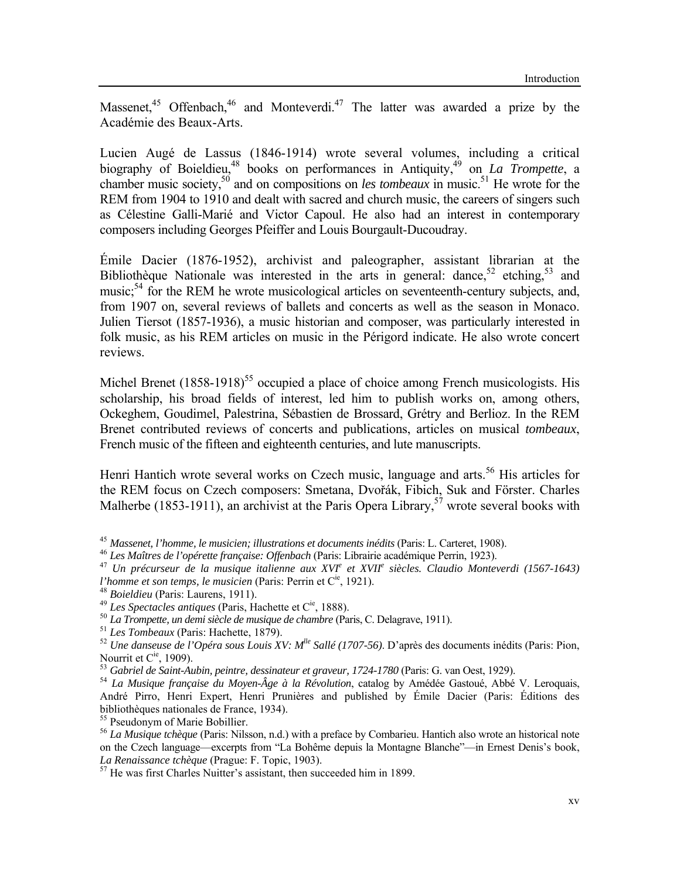Massenet,[45] Offenbach,[46] and Monteverdi.[47] The latter was awarded a prize by the Académie des Beaux-Arts.

Lucien Augé de Lassus (1846-1914) wrote several volumes, including a critical biography of Boieldieu,[48] books on performances in Antiquity,[49] on *La Trompette*, a chamber music society,[50] and on compositions on *les tombeaux* in music.[51] He wrote for the REM from 1904 to 1910 and dealt with sacred and church music, the careers of singers such as Célestine Galli-Marié and Victor Capoul. He also had an interest in contemporary composers including Georges Pfeiffer and Louis Bourgault-Ducoudray.

Émile Dacier (1876-1952), archivist and paleographer, assistant librarian at the Bibliothèque Nationale was interested in the arts in general: dance,[52] etching,[53] and music;[54] for the REM he wrote musicological articles on seventeenth-century subjects, and, from 1907 on, several reviews of ballets and concerts as well as the season in Monaco. Julien Tiersot (1857-1936), a music historian and composer, was particularly interested in folk music, as his REM articles on music in the Périgord indicate. He also wrote concert reviews.

Michel Brenet (1858-1918)[55] occupied a place of choice among French musicologists. His scholarship, his broad fields of interest, led him to publish works on, among others, Ockeghem, Goudimel, Palestrina, Sébastien de Brossard, Grétry and Berlioz. In the REM Brenet contributed reviews of concerts and publications, articles on musical *tombeaux*, French music of the fifteen and eighteenth centuries, and lute manuscripts.

Henri Hantich wrote several works on Czech music, language and arts.[56] His articles for the REM focus on Czech composers: Smetana, Dvořák, Fibich, Suk and Förster. Charles Malherbe (1853-1911), an archivist at the Paris Opera Library,[57] wrote several books with

---

[45] *Massenet, l'homme, le musicien; illustrations et documents inédits* (Paris: L. Carteret, 1908).

[46] *Les Maîtres de l'opérette française: Offenbach* (Paris: Librairie académique Perrin, 1923).

[47] *Un précurseur de la musique italienne aux XVI^e^ et XVII^e^ siècles. Claudio Monteverdi (1567-1643) l'homme et son temps, le musicien* (Paris: Perrin et C^ie^, 1921).

[48] *Boieldieu* (Paris: Laurens, 1911).

[49] *Les Spectacles antiques* (Paris, Hachette et C^ie^, 1888).

[50] *La Trompette, un demi siècle de musique de chambre* (Paris, C. Delagrave, 1911).

[51] *Les Tombeaux* (Paris: Hachette, 1879).

[52] *Une danseuse de l'Opéra sous Louis XV: M^lle^ Sallé (1707-56)*. D'après des documents inédits (Paris: Pion, Nourrit et C^ie^, 1909).

[53] *Gabriel de Saint-Aubin, peintre, dessinateur et graveur, 1724-1780* (Paris: G. van Oest, 1929).

[54] *La Musique française du Moyen-Âge à la Révolution*, catalog by Amédée Gastoué, Abbé V. Leroquais, André Pirro, Henri Expert, Henri Prunières and published by Émile Dacier (Paris: Éditions des bibliothèques nationales de France, 1934).

[55] Pseudonym of Marie Bobillier.

[56] *La Musique tchèque* (Paris: Nilsson, n.d.) with a preface by Combarieu. Hantich also wrote an historical note on the Czech language—excerpts from "La Bohême depuis la Montagne Blanche"—in Ernest Denis's book, *La Renaissance tchèque* (Prague: F. Topic, 1903).

[57] He was first Charles Nuitter's assistant, then succeeded him in 1899.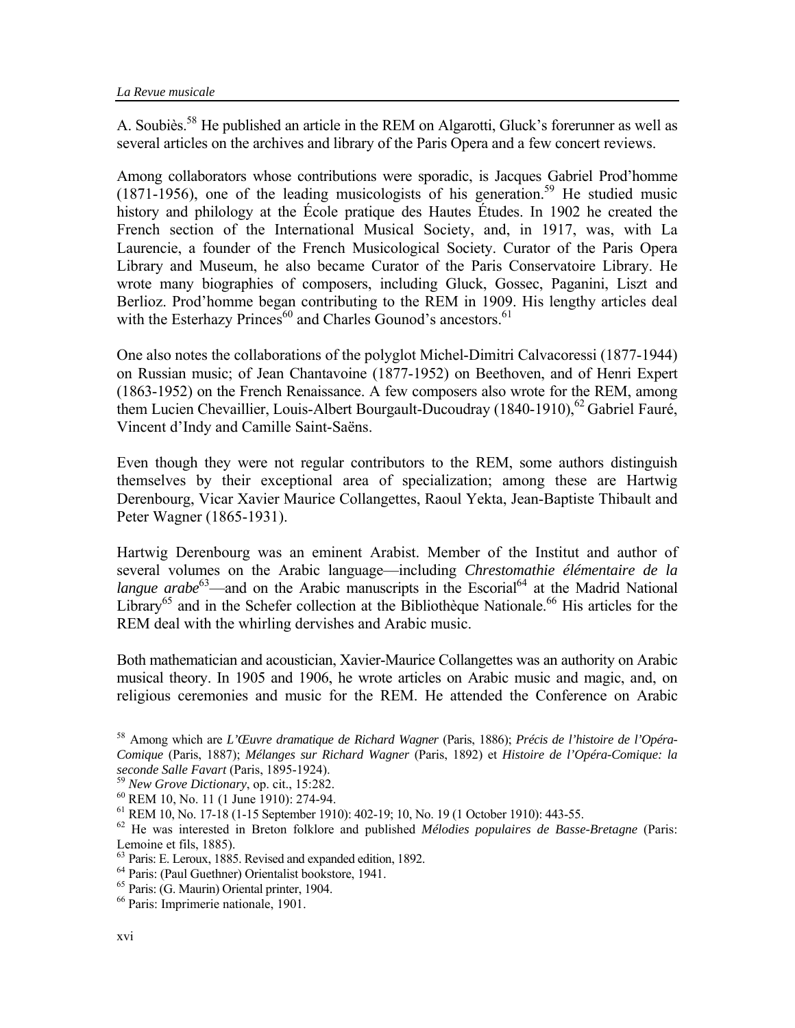A. Soubiès.[58] He published an article in the REM on Algarotti, Gluck's forerunner as well as several articles on the archives and library of the Paris Opera and a few concert reviews.

Among collaborators whose contributions were sporadic, is Jacques Gabriel Prod'homme (1871-1956), one of the leading musicologists of his generation.[59] He studied music history and philology at the École pratique des Hautes Études. In 1902 he created the French section of the International Musical Society, and, in 1917, was, with La Laurencie, a founder of the French Musicological Society. Curator of the Paris Opera Library and Museum, he also became Curator of the Paris Conservatoire Library. He wrote many biographies of composers, including Gluck, Gossec, Paganini, Liszt and Berlioz. Prod'homme began contributing to the REM in 1909. His lengthy articles deal with the Esterhazy Princes[60] and Charles Gounod's ancestors.[61]

One also notes the collaborations of the polyglot Michel-Dimitri Calvacoressi (1877-1944) on Russian music; of Jean Chantavoine (1877-1952) on Beethoven, and of Henri Expert (1863-1952) on the French Renaissance. A few composers also wrote for the REM, among them Lucien Chevaillier, Louis-Albert Bourgault-Ducoudray (1840-1910),[62] Gabriel Fauré, Vincent d'Indy and Camille Saint-Saëns.

Even though they were not regular contributors to the REM, some authors distinguish themselves by their exceptional area of specialization; among these are Hartwig Derenbourg, Vicar Xavier Maurice Collangettes, Raoul Yekta, Jean-Baptiste Thibault and Peter Wagner (1865-1931).

Hartwig Derenbourg was an eminent Arabist. Member of the Institut and author of several volumes on the Arabic language—including *Chrestomathie élémentaire de la langue arabe*[63]—and on the Arabic manuscripts in the Escorial[64] at the Madrid National Library[65] and in the Schefer collection at the Bibliothèque Nationale.[66] His articles for the REM deal with the whirling dervishes and Arabic music.

Both mathematician and acoustician, Xavier-Maurice Collangettes was an authority on Arabic musical theory. In 1905 and 1906, he wrote articles on Arabic music and magic, and, on religious ceremonies and music for the REM. He attended the Conference on Arabic

[58] Among which are *L'Œuvre dramatique de Richard Wagner* (Paris, 1886); *Précis de l'histoire de l'Opéra-Comique* (Paris, 1887); *Mélanges sur Richard Wagner* (Paris, 1892) et *Histoire de l'Opéra-Comique: la seconde Salle Favart* (Paris, 1895-1924).

[59] *New Grove Dictionary*, op. cit., 15:282.

[60] REM 10, No. 11 (1 June 1910): 274-94.

[61] REM 10, No. 17-18 (1-15 September 1910): 402-19; 10, No. 19 (1 October 1910): 443-55.

[62] He was interested in Breton folklore and published *Mélodies populaires de Basse-Bretagne* (Paris: Lemoine et fils, 1885).

[63] Paris: E. Leroux, 1885. Revised and expanded edition, 1892.

[64] Paris: (Paul Guethner) Orientalist bookstore, 1941.

[65] Paris: (G. Maurin) Oriental printer, 1904.

[66] Paris: Imprimerie nationale, 1901.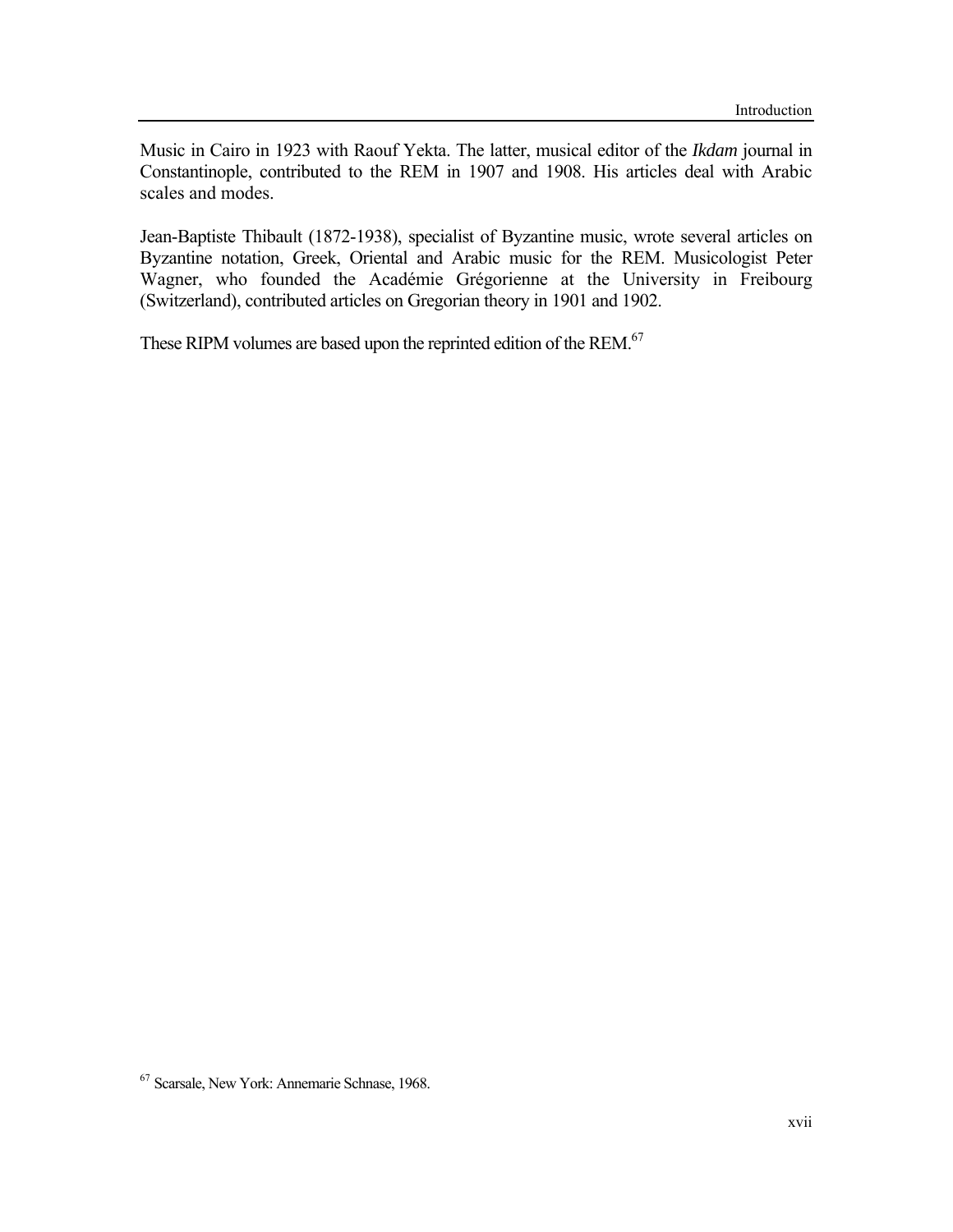Music in Cairo in 1923 with Raouf Yekta. The latter, musical editor of the *Ikdam* journal in Constantinople, contributed to the REM in 1907 and 1908. His articles deal with Arabic scales and modes.

Jean-Baptiste Thibault (1872-1938), specialist of Byzantine music, wrote several articles on Byzantine notation, Greek, Oriental and Arabic music for the REM. Musicologist Peter Wagner, who founded the Académie Grégorienne at the University in Freibourg (Switzerland), contributed articles on Gregorian theory in 1901 and 1902.

These RIPM volumes are based upon the reprinted edition of the REM.[67]

[67] Scarsale, New York: Annemarie Schnase, 1968.